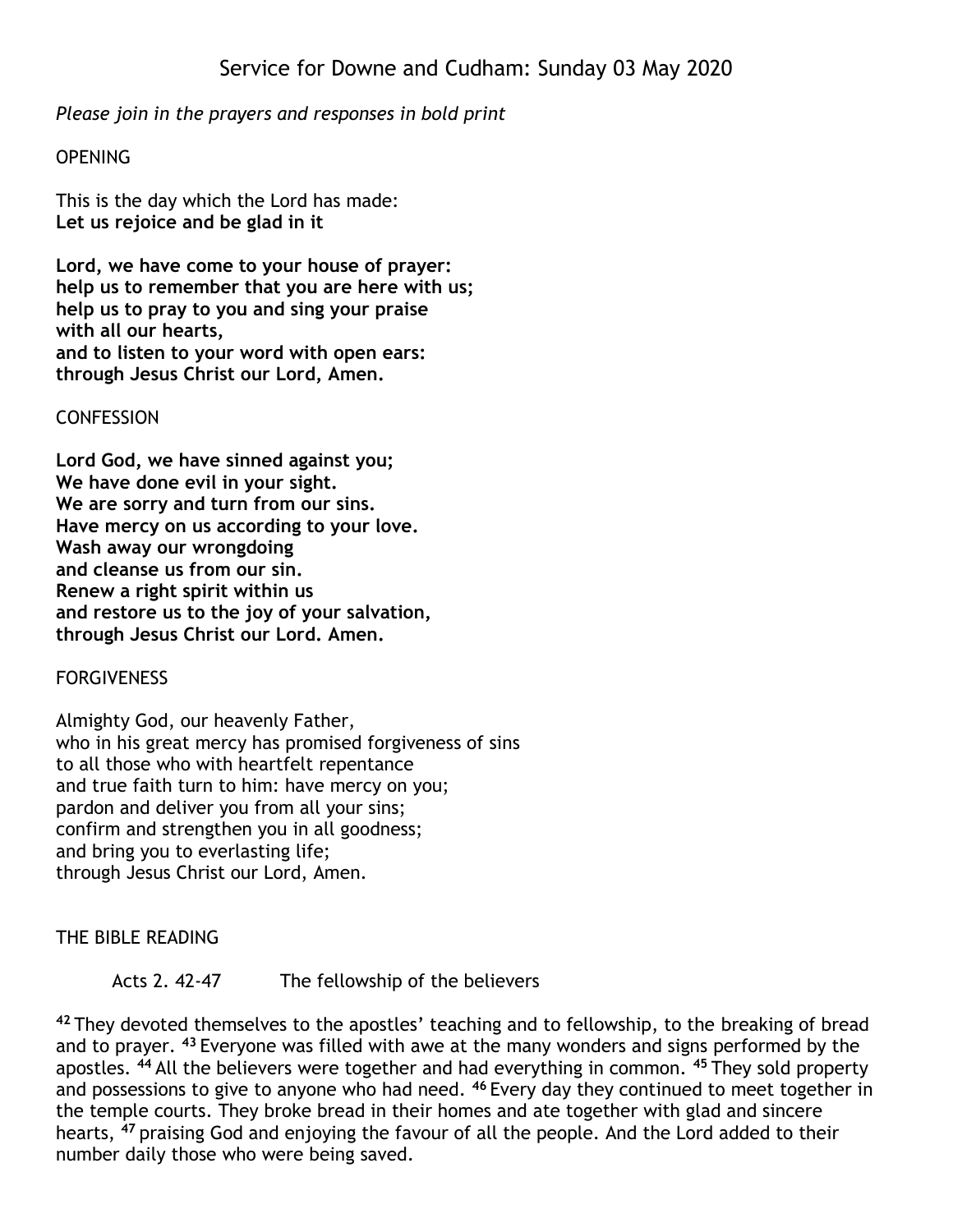# Service for Downe and Cudham: Sunday 03 May 2020

*Please join in the prayers and responses in bold print*

OPENING

This is the day which the Lord has made:
**Let us rejoice and be glad in it**

**Lord, we have come to your house of prayer:**
**help us to remember that you are here with us;**
**help us to pray to you and sing your praise**
**with all our hearts,**
**and to listen to your word with open ears:**
**through Jesus Christ our Lord, Amen.**

CONFESSION

**Lord God, we have sinned against you;**
**We have done evil in your sight.**
**We are sorry and turn from our sins.**
**Have mercy on us according to your love.**
**Wash away our wrongdoing**
**and cleanse us from our sin.**
**Renew a right spirit within us**
**and restore us to the joy of your salvation,**
**through Jesus Christ our Lord. Amen.**

FORGIVENESS

Almighty God, our heavenly Father,
who in his great mercy has promised forgiveness of sins
to all those who with heartfelt repentance
and true faith turn to him: have mercy on you;
pardon and deliver you from all your sins;
confirm and strengthen you in all goodness;
and bring you to everlasting life;
through Jesus Christ our Lord, Amen.

THE BIBLE READING

Acts 2. 42-47 The fellowship of the believers

**42** They devoted themselves to the apostles' teaching and to fellowship, to the breaking of bread and to prayer. **43** Everyone was filled with awe at the many wonders and signs performed by the apostles. **44** All the believers were together and had everything in common. **45** They sold property and possessions to give to anyone who had need. **46** Every day they continued to meet together in the temple courts. They broke bread in their homes and ate together with glad and sincere hearts, **47** praising God and enjoying the favour of all the people. And the Lord added to their number daily those who were being saved.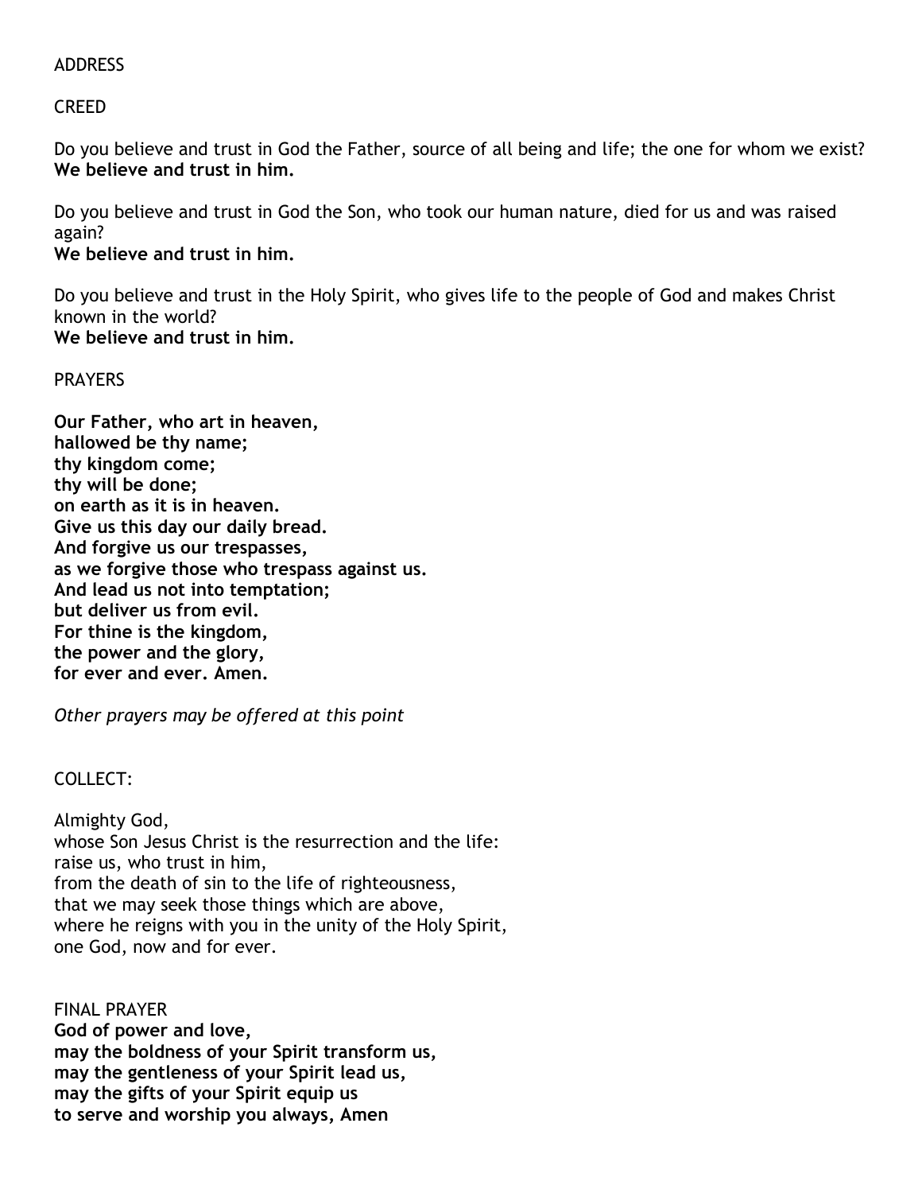ADDRESS

CREED

Do you believe and trust in God the Father, source of all being and life; the one for whom we exist?
**We believe and trust in him.**

Do you believe and trust in God the Son, who took our human nature, died for us and was raised again?
**We believe and trust in him.**

Do you believe and trust in the Holy Spirit, who gives life to the people of God and makes Christ known in the world?
**We believe and trust in him.**

PRAYERS

**Our Father, who art in heaven,**
**hallowed be thy name;**
**thy kingdom come;**
**thy will be done;**
**on earth as it is in heaven.**
**Give us this day our daily bread.**
**And forgive us our trespasses,**
**as we forgive those who trespass against us.**
**And lead us not into temptation;**
**but deliver us from evil.**
**For thine is the kingdom,**
**the power and the glory,**
**for ever and ever. Amen.**

*Other prayers may be offered at this point*

COLLECT:

Almighty God,
whose Son Jesus Christ is the resurrection and the life:
raise us, who trust in him,
from the death of sin to the life of righteousness,
that we may seek those things which are above,
where he reigns with you in the unity of the Holy Spirit,
one God, now and for ever.

FINAL PRAYER
**God of power and love,**
**may the boldness of your Spirit transform us,**
**may the gentleness of your Spirit lead us,**
**may the gifts of your Spirit equip us**
**to serve and worship you always, Amen**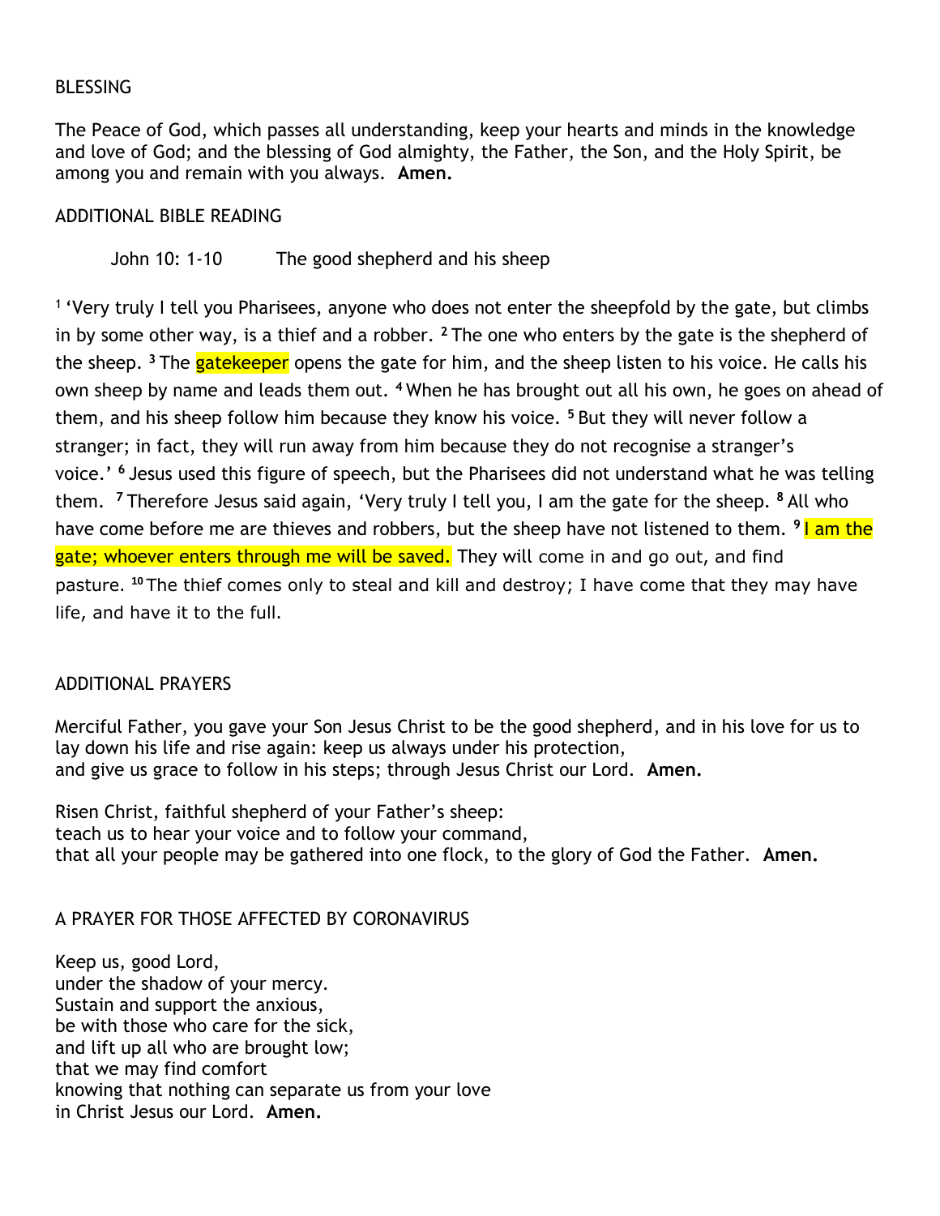## BLESSING

The Peace of God, which passes all understanding, keep your hearts and minds in the knowledge and love of God; and the blessing of God almighty, the Father, the Son, and the Holy Spirit, be among you and remain with you always. **Amen.**

## ADDITIONAL BIBLE READING

John 10: 1-10 The good shepherd and his sheep

[1] 'Very truly I tell you Pharisees, anyone who does not enter the sheepfold by the gate, but climbs in by some other way, is a thief and a robber. **2** The one who enters by the gate is the shepherd of the sheep. **3** The gatekeeper opens the gate for him, and the sheep listen to his voice. He calls his own sheep by name and leads them out. **4** When he has brought out all his own, he goes on ahead of them, and his sheep follow him because they know his voice. **5** But they will never follow a stranger; in fact, they will run away from him because they do not recognise a stranger's voice.' **6** Jesus used this figure of speech, but the Pharisees did not understand what he was telling them. **7** Therefore Jesus said again, 'Very truly I tell you, I am the gate for the sheep. **8** All who have come before me are thieves and robbers, but the sheep have not listened to them. **9** I am the gate; whoever enters through me will be saved. They will come in and go out, and find pasture. **10** The thief comes only to steal and kill and destroy; I have come that they may have life, and have it to the full.

## ADDITIONAL PRAYERS

Merciful Father, you gave your Son Jesus Christ to be the good shepherd, and in his love for us to lay down his life and rise again: keep us always under his protection,
and give us grace to follow in his steps; through Jesus Christ our Lord. **Amen.**

Risen Christ, faithful shepherd of your Father's sheep:
teach us to hear your voice and to follow your command,
that all your people may be gathered into one flock, to the glory of God the Father. **Amen.**

## A PRAYER FOR THOSE AFFECTED BY CORONAVIRUS

Keep us, good Lord,
under the shadow of your mercy.
Sustain and support the anxious,
be with those who care for the sick,
and lift up all who are brought low;
that we may find comfort
knowing that nothing can separate us from your love
in Christ Jesus our Lord. **Amen.**